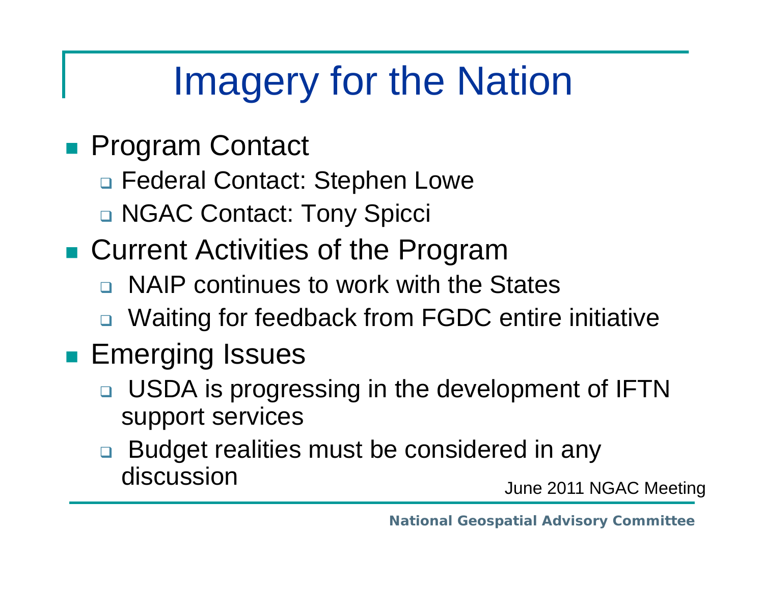# Imagery for the Nation

- Program Contact
  - Federal Contact: Stephen Lowe
  - NGAC Contact: Tony Spicci
- Current Activities of the Program
  - NAIP continues to work with the States
  - Waiting for feedback from FGDC entire initiative
- Emerging Issues
  - USDA is progressing in the development of IFTN support services
  - Budget realities must be considered in any discussion

June 2011 NGAC Meeting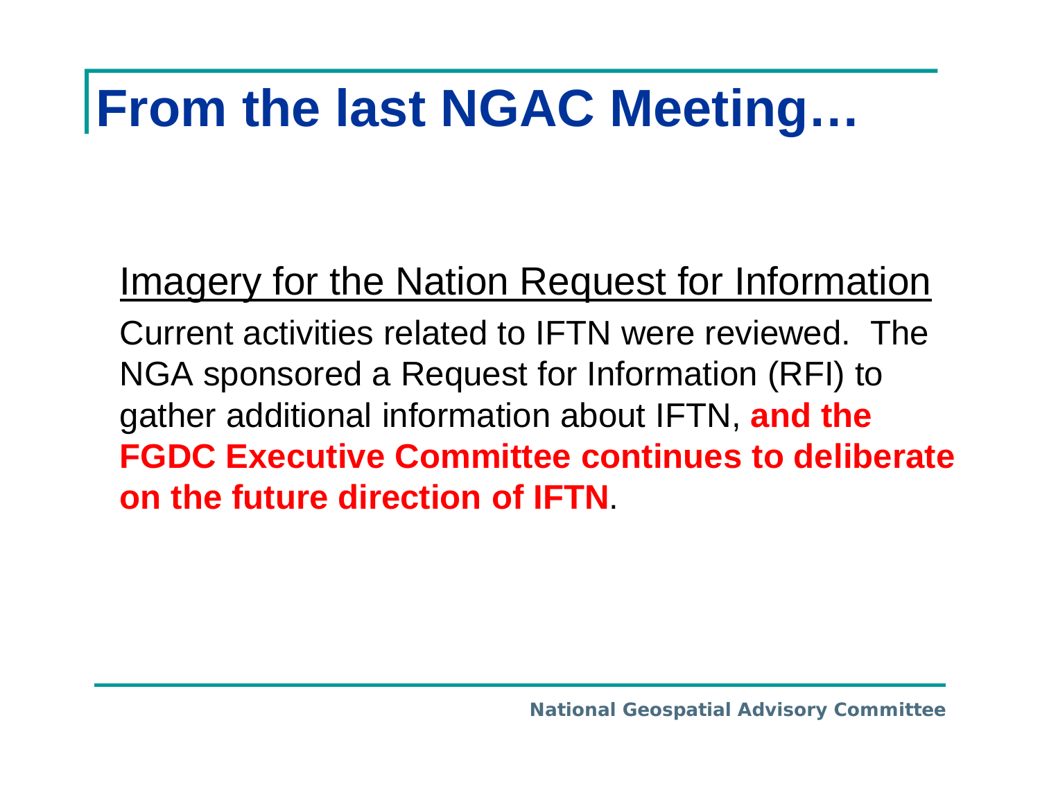# From the last NGAC Meeting…

<u>Imagery for the Nation Request for Information</u>

Current activities related to IFTN were reviewed. The NGA sponsored a Request for Information (RFI) to gather additional information about IFTN, **and the FGDC Executive Committee continues to deliberate on the future direction of IFTN**.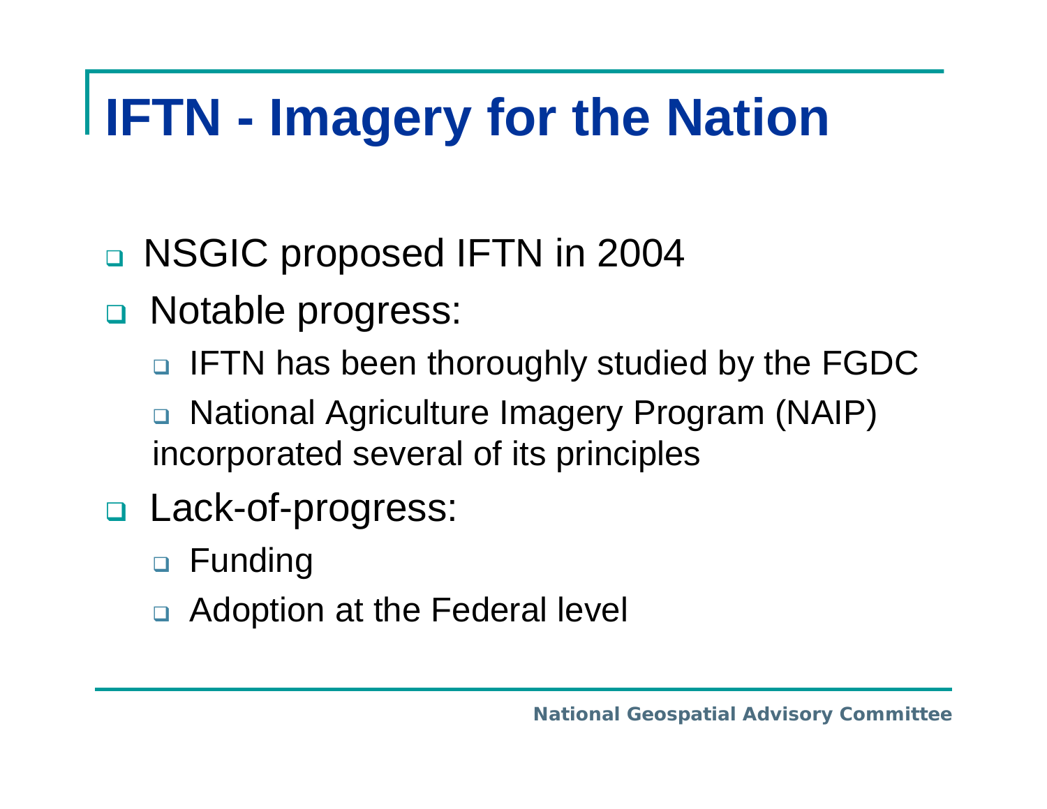# IFTN - Imagery for the Nation

- NSGIC proposed IFTN in 2004
- Notable progress:
  - IFTN has been thoroughly studied by the FGDC
  - National Agriculture Imagery Program (NAIP) incorporated several of its principles
- Lack-of-progress:
  - Funding
  - Adoption at the Federal level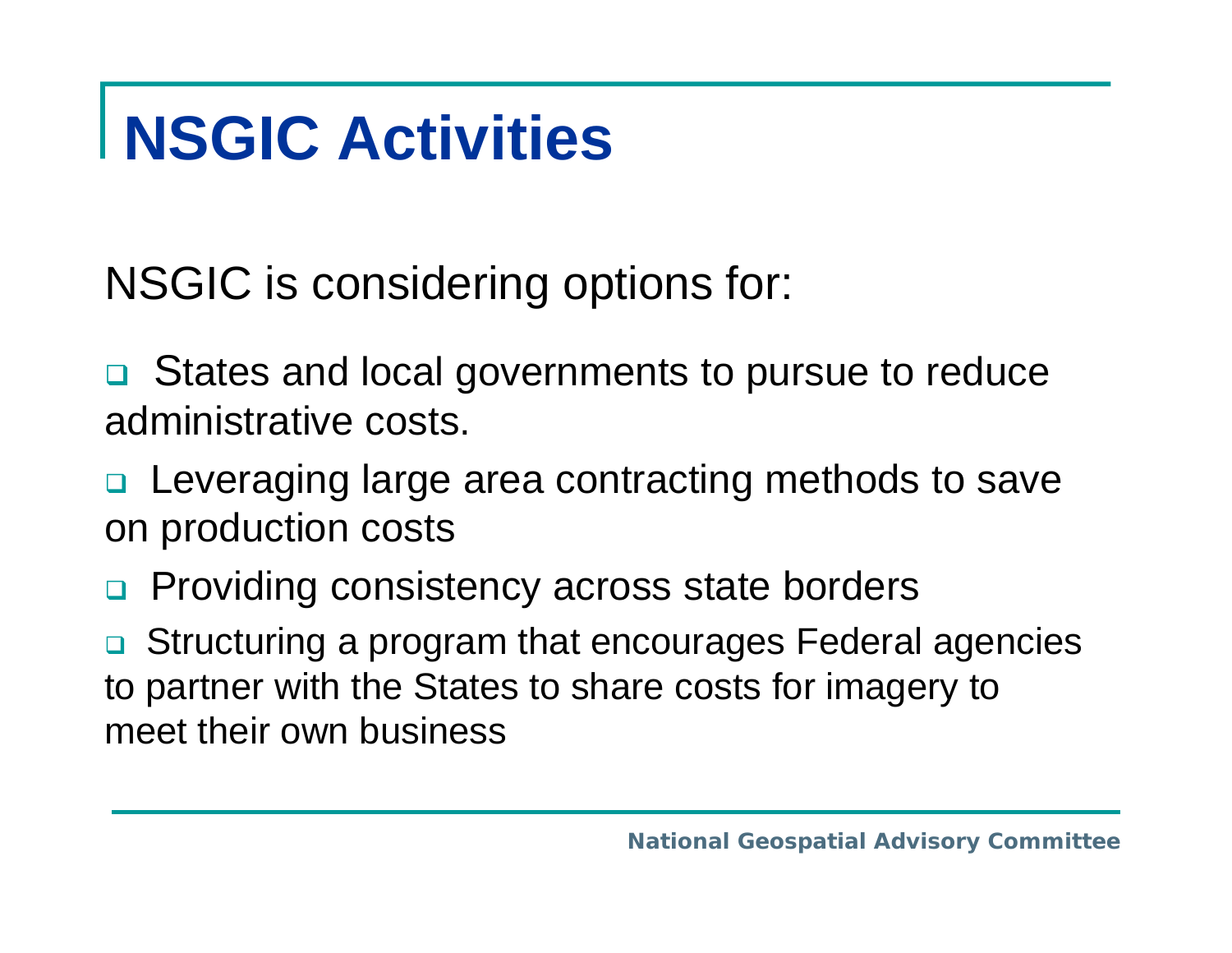# NSGIC Activities

NSGIC is considering options for:

- States and local governments to pursue to reduce administrative costs.
- Leveraging large area contracting methods to save on production costs
- Providing consistency across state borders
- Structuring a program that encourages Federal agencies to partner with the States to share costs for imagery to meet their own business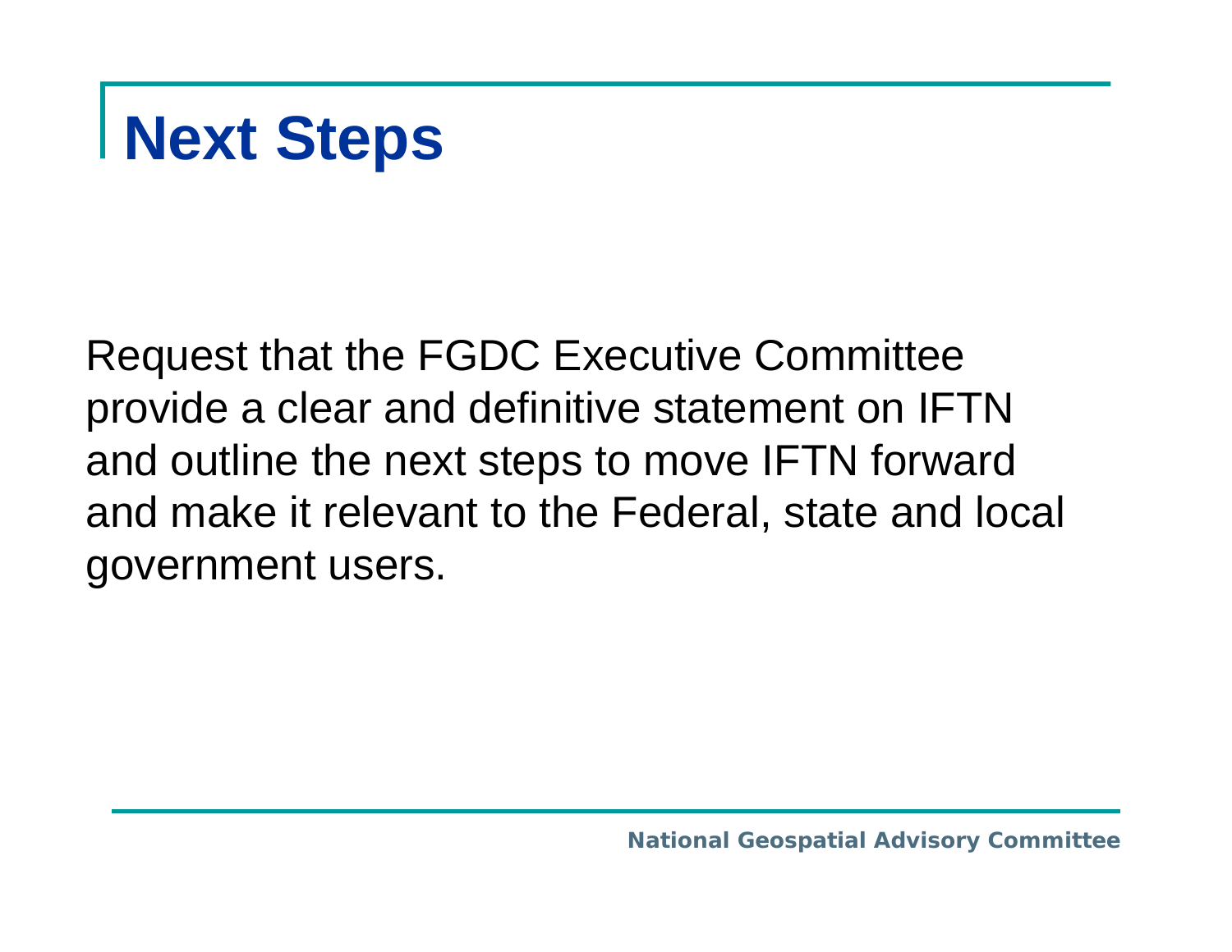# Next Steps

Request that the FGDC Executive Committee provide a clear and definitive statement on IFTN and outline the next steps to move IFTN forward and make it relevant to the Federal, state and local government users.